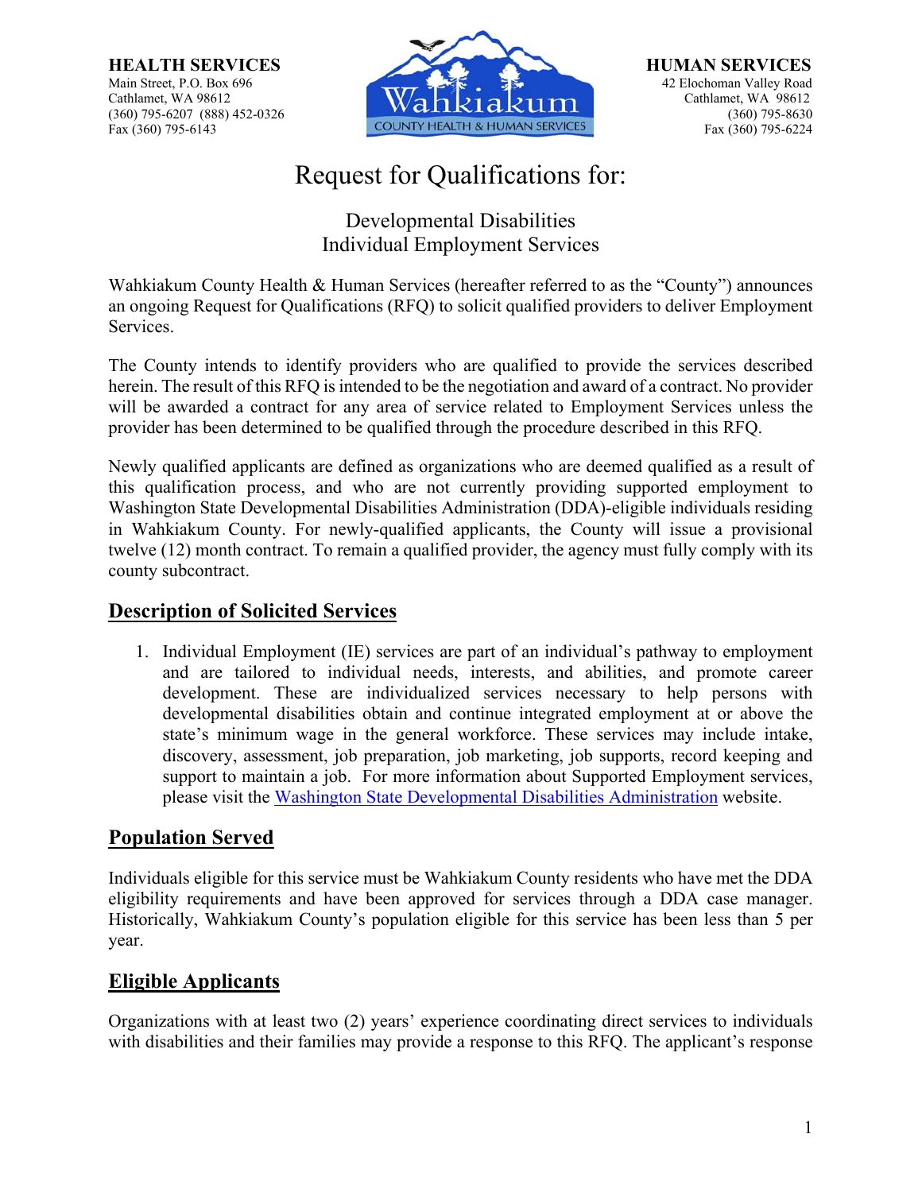**HEALTH SERVICES**
Main Street, P.O. Box 696
Cathlamet, WA 98612
(360) 795-6207 (888) 452-0326
Fax (360) 795-6143

**HUMAN SERVICES**
42 Elochoman Valley Road
Cathlamet, WA 98612
(360) 795-8630
Fax (360) 795-6224

# Request for Qualifications for:

## Developmental Disabilities Individual Employment Services

Wahkiakum County Health & Human Services (hereafter referred to as the "County") announces an ongoing Request for Qualifications (RFQ) to solicit qualified providers to deliver Employment Services.

The County intends to identify providers who are qualified to provide the services described herein. The result of this RFQ is intended to be the negotiation and award of a contract. No provider will be awarded a contract for any area of service related to Employment Services unless the provider has been determined to be qualified through the procedure described in this RFQ.

Newly qualified applicants are defined as organizations who are deemed qualified as a result of this qualification process, and who are not currently providing supported employment to Washington State Developmental Disabilities Administration (DDA)-eligible individuals residing in Wahkiakum County. For newly-qualified applicants, the County will issue a provisional twelve (12) month contract. To remain a qualified provider, the agency must fully comply with its county subcontract.

## Description of Solicited Services

1. Individual Employment (IE) services are part of an individual's pathway to employment and are tailored to individual needs, interests, and abilities, and promote career development. These are individualized services necessary to help persons with developmental disabilities obtain and continue integrated employment at or above the state's minimum wage in the general workforce. These services may include intake, discovery, assessment, job preparation, job marketing, job supports, record keeping and support to maintain a job. For more information about Supported Employment services, please visit the Washington State Developmental Disabilities Administration website.

## Population Served

Individuals eligible for this service must be Wahkiakum County residents who have met the DDA eligibility requirements and have been approved for services through a DDA case manager. Historically, Wahkiakum County's population eligible for this service has been less than 5 per year.

## Eligible Applicants

Organizations with at least two (2) years' experience coordinating direct services to individuals with disabilities and their families may provide a response to this RFQ. The applicant's response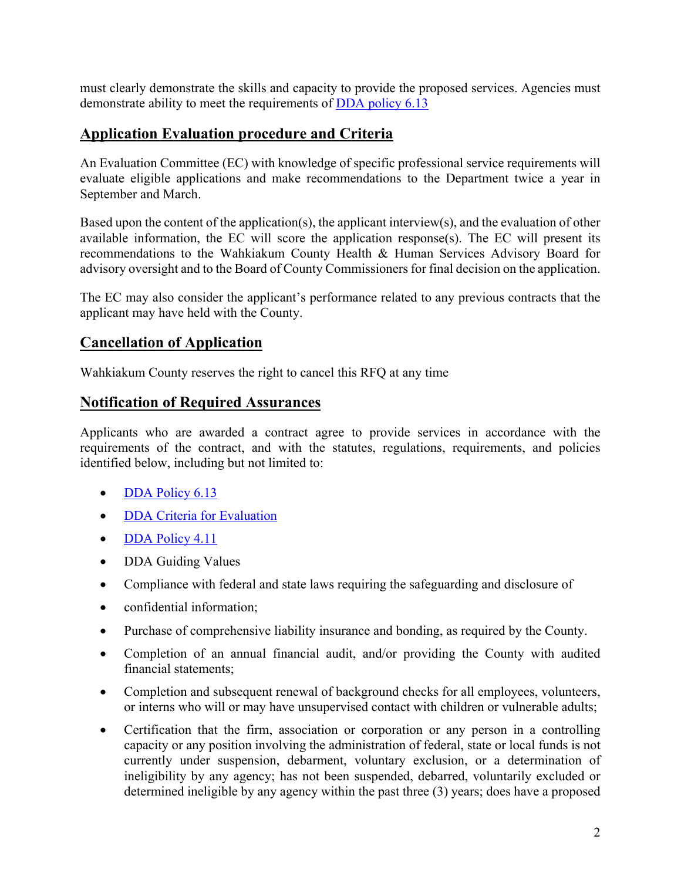must clearly demonstrate the skills and capacity to provide the proposed services. Agencies must demonstrate ability to meet the requirements of [DDA policy 6.13](#)

## Application Evaluation procedure and Criteria

An Evaluation Committee (EC) with knowledge of specific professional service requirements will evaluate eligible applications and make recommendations to the Department twice a year in September and March.

Based upon the content of the application(s), the applicant interview(s), and the evaluation of other available information, the EC will score the application response(s). The EC will present its recommendations to the Wahkiakum County Health & Human Services Advisory Board for advisory oversight and to the Board of County Commissioners for final decision on the application.

The EC may also consider the applicant's performance related to any previous contracts that the applicant may have held with the County.

## Cancellation of Application

Wahkiakum County reserves the right to cancel this RFQ at any time

## Notification of Required Assurances

Applicants who are awarded a contract agree to provide services in accordance with the requirements of the contract, and with the statutes, regulations, requirements, and policies identified below, including but not limited to:

- [DDA Policy 6.13](#)
- [DDA Criteria for Evaluation](#)
- [DDA Policy 4.11](#)
- DDA Guiding Values
- Compliance with federal and state laws requiring the safeguarding and disclosure of
- confidential information;
- Purchase of comprehensive liability insurance and bonding, as required by the County.
- Completion of an annual financial audit, and/or providing the County with audited financial statements;
- Completion and subsequent renewal of background checks for all employees, volunteers, or interns who will or may have unsupervised contact with children or vulnerable adults;
- Certification that the firm, association or corporation or any person in a controlling capacity or any position involving the administration of federal, state or local funds is not currently under suspension, debarment, voluntary exclusion, or a determination of ineligibility by any agency; has not been suspended, debarred, voluntarily excluded or determined ineligible by any agency within the past three (3) years; does have a proposed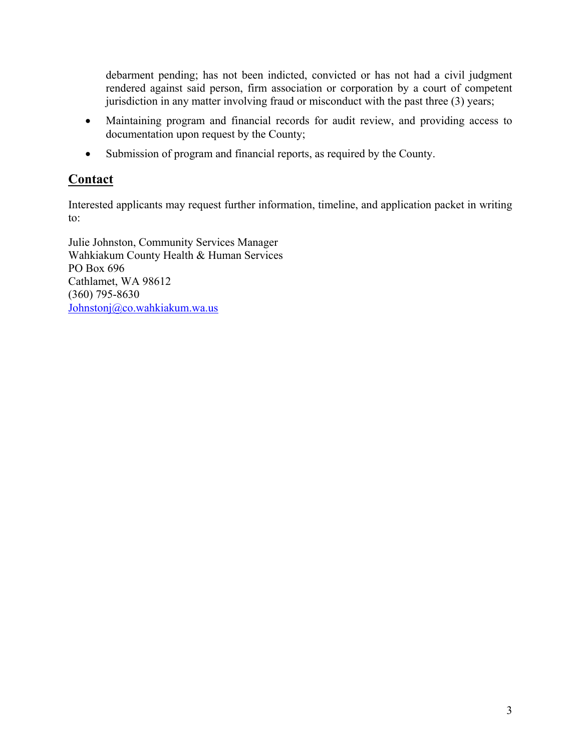debarment pending; has not been indicted, convicted or has not had a civil judgment rendered against said person, firm association or corporation by a court of competent jurisdiction in any matter involving fraud or misconduct with the past three (3) years;

- Maintaining program and financial records for audit review, and providing access to documentation upon request by the County;
- Submission of program and financial reports, as required by the County.

## Contact

Interested applicants may request further information, timeline, and application packet in writing to:

Julie Johnston, Community Services Manager
Wahkiakum County Health & Human Services
PO Box 696
Cathlamet, WA 98612
(360) 795-8630
Johnstonj@co.wahkiakum.wa.us